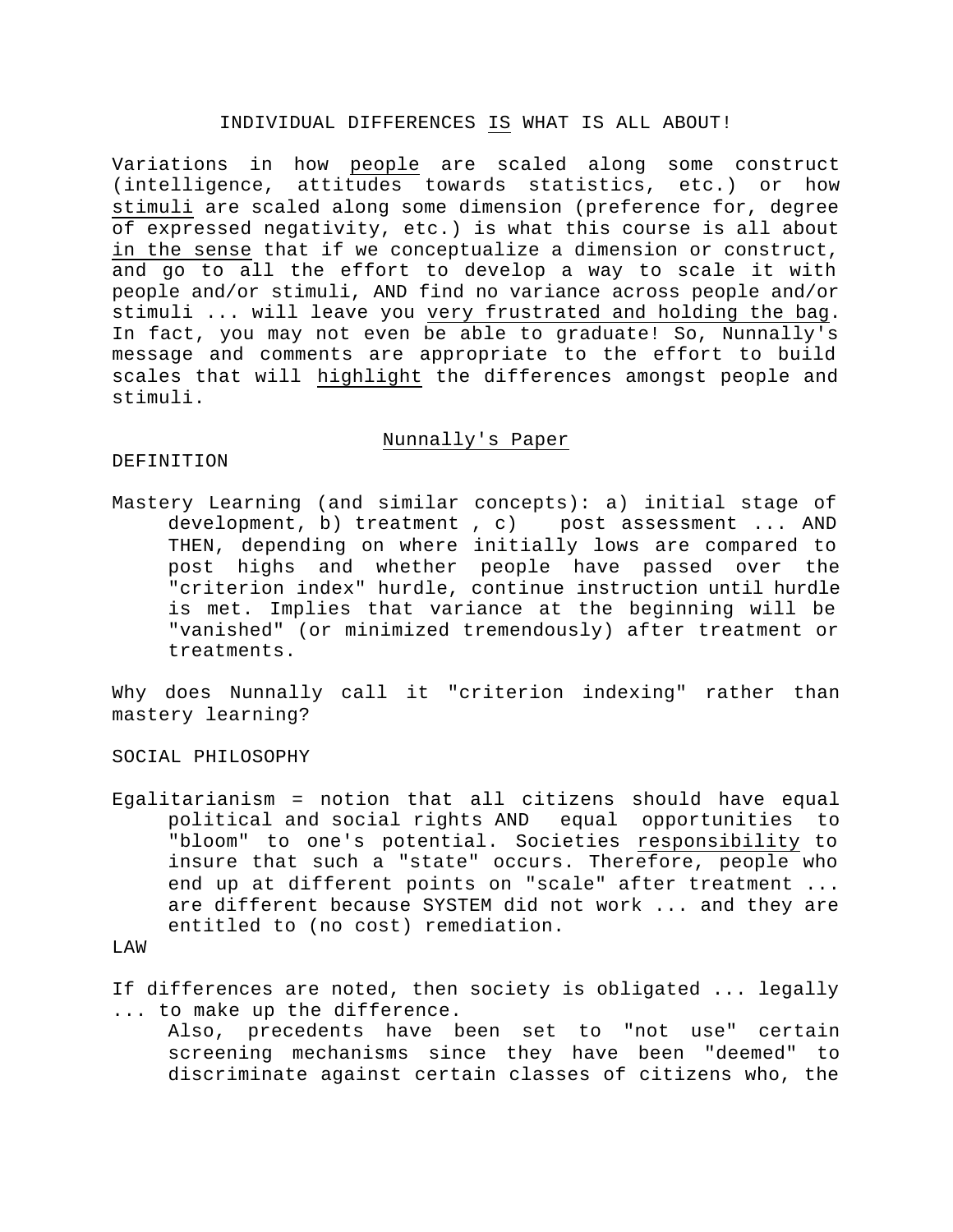# INDIVIDUAL DIFFERENCES <u>IS</u> WHAT IS ALL ABOUT!

Variations in how <u>people</u> are scaled along some construct (intelligence, attitudes towards statistics, etc.) or how <u>stimuli</u> are scaled along some dimension (preference for, degree of expressed negativity, etc.) is what this course is all about <u>in the sense</u> that if we conceptualize a dimension or construct, and go to all the effort to develop a way to scale it with people and/or stimuli, AND find no variance across people and/or stimuli ... will leave you <u>very frustrated and holding the bag</u>. In fact, you may not even be able to graduate! So, Nunnally's message and comments are appropriate to the effort to build scales that will <u>highlight</u> the differences amongst people and stimuli.

## <u>Nunnally's Paper</u>

DEFINITION

Mastery Learning (and similar concepts): a) initial stage of development, b) treatment , c) post assessment ... AND THEN, depending on where initially lows are compared to post highs and whether people have passed over the "criterion index" hurdle, continue instruction until hurdle is met. Implies that variance at the beginning will be "vanished" (or minimized tremendously) after treatment or treatments.

Why does Nunnally call it "criterion indexing" rather than mastery learning?

SOCIAL PHILOSOPHY

Egalitarianism = notion that all citizens should have equal political and social rights AND equal opportunities to "bloom" to one's potential. Societies <u>responsibility</u> to insure that such a "state" occurs. Therefore, people who end up at different points on "scale" after treatment ... are different because SYSTEM did not work ... and they are entitled to (no cost) remediation.

LAW

If differences are noted, then society is obligated ... legally ... to make up the difference.

Also, precedents have been set to "not use" certain screening mechanisms since they have been "deemed" to discriminate against certain classes of citizens who, the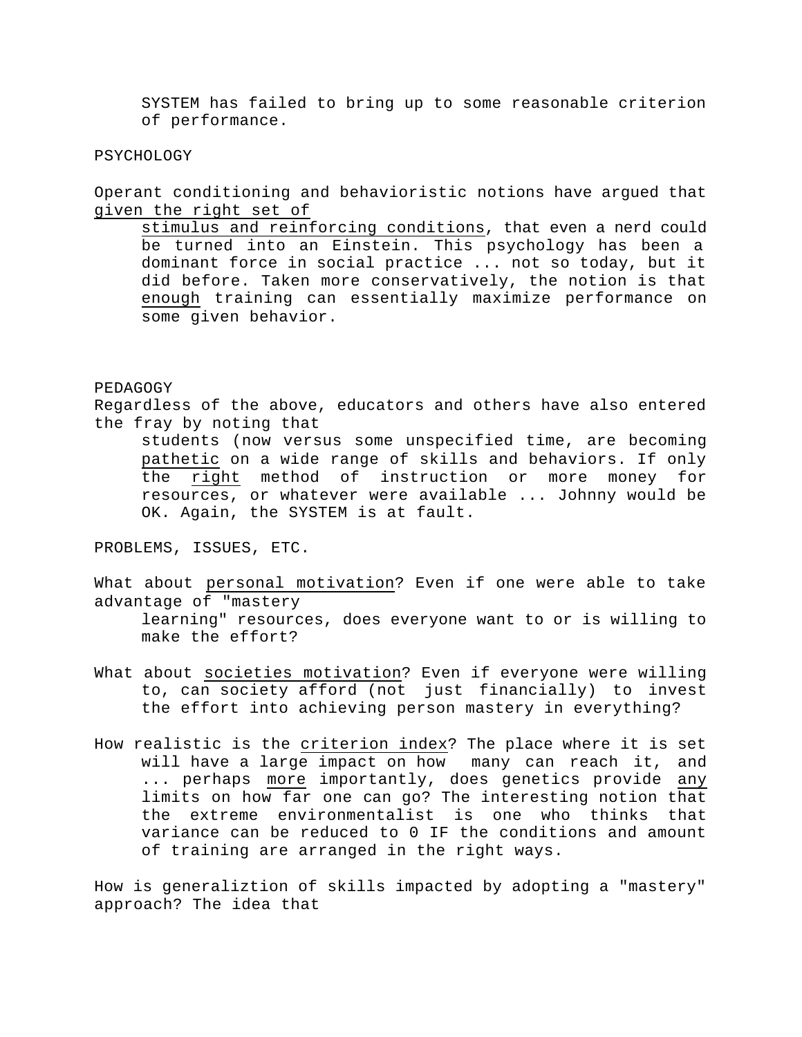SYSTEM has failed to bring up to some reasonable criterion of performance.

PSYCHOLOGY

Operant conditioning and behavioristic notions have argued that <u>given the right set of stimulus and reinforcing conditions</u>, that even a nerd could be turned into an Einstein. This psychology has been a dominant force in social practice ... not so today, but it did before. Taken more conservatively, the notion is that <u>enough</u> training can essentially maximize performance on some given behavior.

PEDAGOGY

Regardless of the above, educators and others have also entered the fray by noting that students (now versus some unspecified time, are becoming <u>pathetic</u> on a wide range of skills and behaviors. If only the <u>right</u> method of instruction or more money for resources, or whatever were available ... Johnny would be OK. Again, the SYSTEM is at fault.

PROBLEMS, ISSUES, ETC.

What about <u>personal motivation</u>? Even if one were able to take advantage of "mastery learning" resources, does everyone want to or is willing to make the effort?

What about <u>societies motivation</u>? Even if everyone were willing to, can society afford (not just financially) to invest the effort into achieving person mastery in everything?

How realistic is the <u>criterion index</u>? The place where it is set will have a large impact on how many can reach it, and ... perhaps <u>more</u> importantly, does genetics provide <u>any</u> limits on how far one can go? The interesting notion that the extreme environmentalist is one who thinks that variance can be reduced to 0 IF the conditions and amount of training are arranged in the right ways.

How is generaliztion of skills impacted by adopting a "mastery" approach? The idea that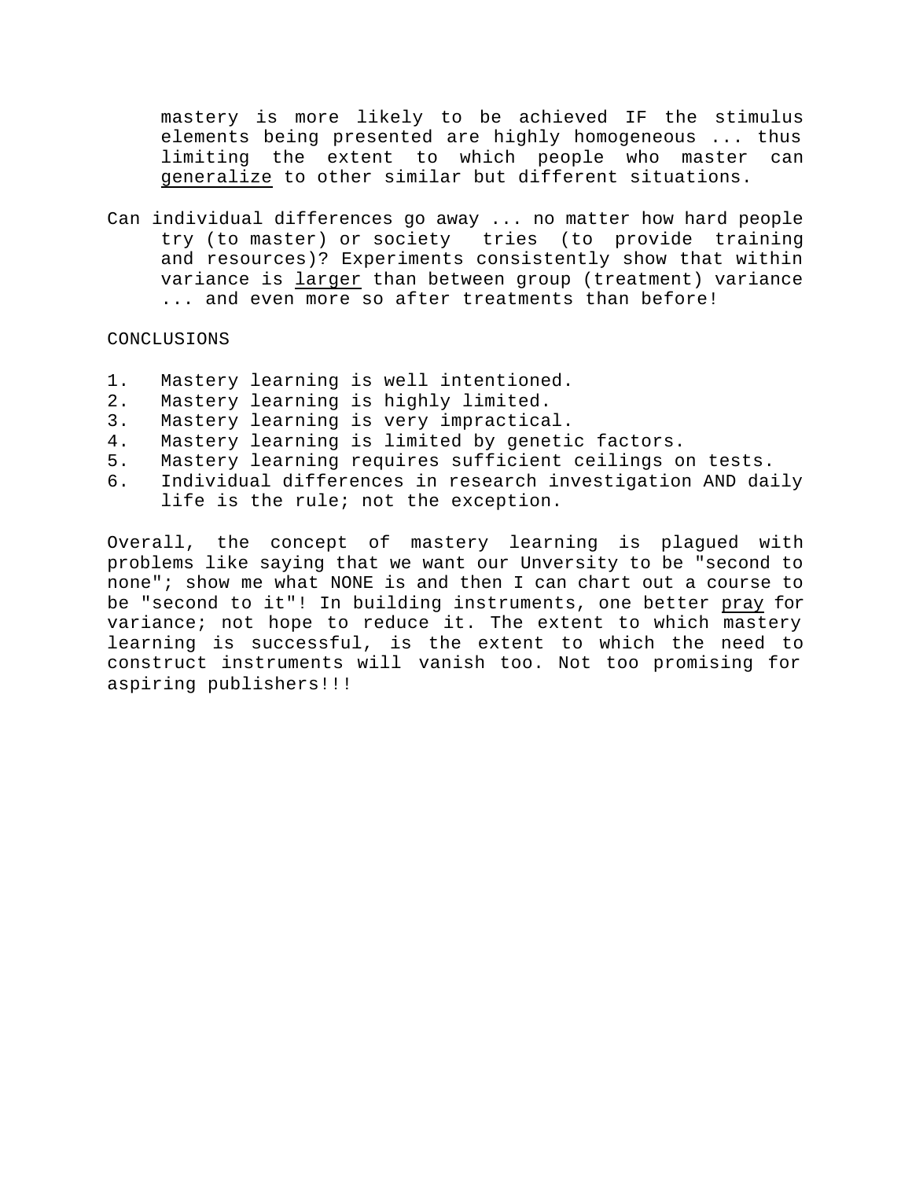mastery is more likely to be achieved IF the stimulus elements being presented are highly homogeneous ... thus limiting the extent to which people who master can <u>generalize</u> to other similar but different situations.

Can individual differences go away ... no matter how hard people try (to master) or society tries (to provide training and resources)? Experiments consistently show that within variance is <u>larger</u> than between group (treatment) variance ... and even more so after treatments than before!

CONCLUSIONS

1. Mastery learning is well intentioned.
2. Mastery learning is highly limited.
3. Mastery learning is very impractical.
4. Mastery learning is limited by genetic factors.
5. Mastery learning requires sufficient ceilings on tests.
6. Individual differences in research investigation AND daily life is the rule; not the exception.

Overall, the concept of mastery learning is plagued with problems like saying that we want our Unversity to be "second to none"; show me what NONE is and then I can chart out a course to be "second to it"! In building instruments, one better <u>pray</u> for variance; not hope to reduce it. The extent to which mastery learning is successful, is the extent to which the need to construct instruments will vanish too. Not too promising for aspiring publishers!!!